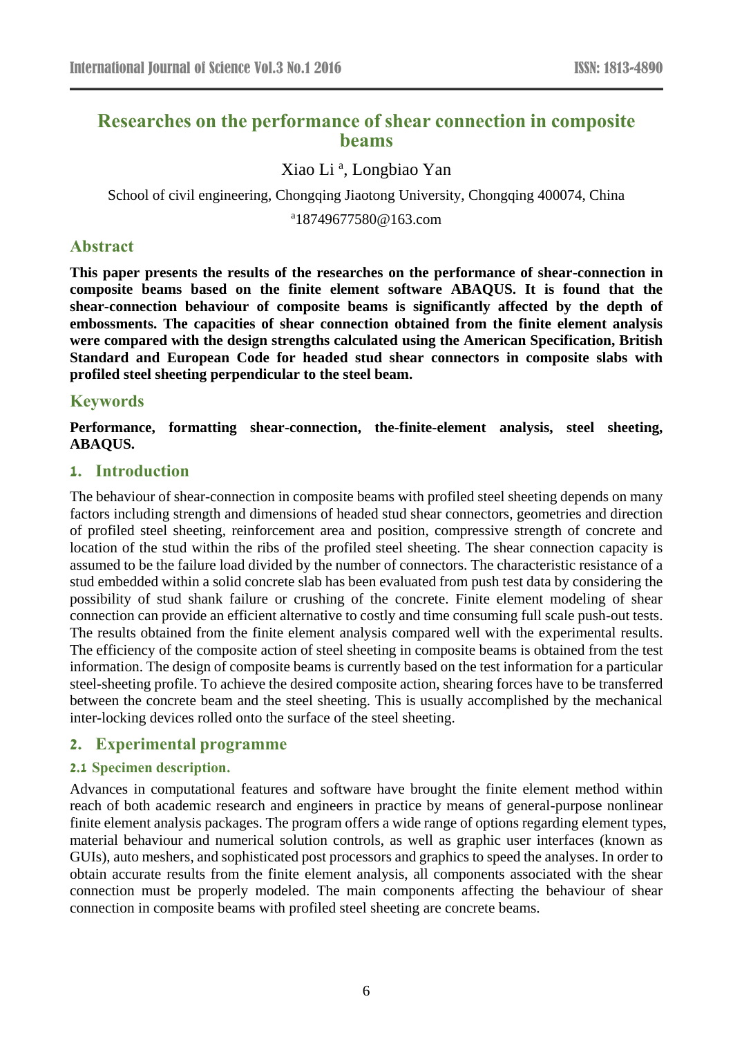# Researches on the performance of shear connection in composite beams

Xiao Li [a], Longbiao Yan

School of civil engineering, Chongqing Jiaotong University, Chongqing 400074, China

[a]18749677580@163.com

## Abstract

**This paper presents the results of the researches on the performance of shear-connection in composite beams based on the finite element software ABAQUS. It is found that the shear-connection behaviour of composite beams is significantly affected by the depth of embossments. The capacities of shear connection obtained from the finite element analysis were compared with the design strengths calculated using the American Specification, British Standard and European Code for headed stud shear connectors in composite slabs with profiled steel sheeting perpendicular to the steel beam.**

## Keywords

**Performance, formatting shear-connection, the-finite-element analysis, steel sheeting, ABAQUS.**

## 1. Introduction

The behaviour of shear-connection in composite beams with profiled steel sheeting depends on many factors including strength and dimensions of headed stud shear connectors, geometries and direction of profiled steel sheeting, reinforcement area and position, compressive strength of concrete and location of the stud within the ribs of the profiled steel sheeting. The shear connection capacity is assumed to be the failure load divided by the number of connectors. The characteristic resistance of a stud embedded within a solid concrete slab has been evaluated from push test data by considering the possibility of stud shank failure or crushing of the concrete. Finite element modeling of shear connection can provide an efficient alternative to costly and time consuming full scale push-out tests. The results obtained from the finite element analysis compared well with the experimental results. The efficiency of the composite action of steel sheeting in composite beams is obtained from the test information. The design of composite beams is currently based on the test information for a particular steel-sheeting profile. To achieve the desired composite action, shearing forces have to be transferred between the concrete beam and the steel sheeting. This is usually accomplished by the mechanical inter-locking devices rolled onto the surface of the steel sheeting.

## 2. Experimental programme

### 2.1 Specimen description.

Advances in computational features and software have brought the finite element method within reach of both academic research and engineers in practice by means of general-purpose nonlinear finite element analysis packages. The program offers a wide range of options regarding element types, material behaviour and numerical solution controls, as well as graphic user interfaces (known as GUIs), auto meshers, and sophisticated post processors and graphics to speed the analyses. In order to obtain accurate results from the finite element analysis, all components associated with the shear connection must be properly modeled. The main components affecting the behaviour of shear connection in composite beams with profiled steel sheeting are concrete beams.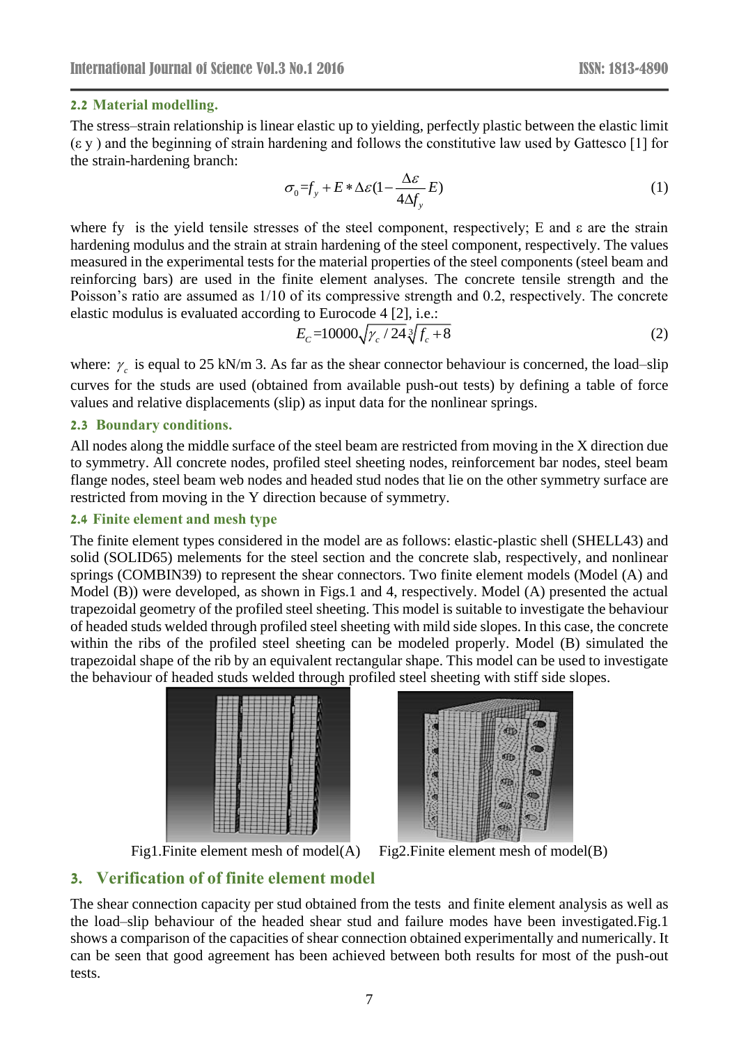### 2.2 Material modelling.

The stress–strain relationship is linear elastic up to yielding, perfectly plastic between the elastic limit (ε y ) and the beginning of strain hardening and follows the constitutive law used by Gattesco [1] for the strain-hardening branch:

$$\sigma_0 = f_y + E * \Delta\varepsilon(1 - \frac{\Delta\varepsilon}{4\Delta f_y} E) \tag{1}$$

where fy  is the yield tensile stresses of the steel component, respectively; E and ε are the strain hardening modulus and the strain at strain hardening of the steel component, respectively. The values measured in the experimental tests for the material properties of the steel components (steel beam and reinforcing bars) are used in the finite element analyses. The concrete tensile strength and the Poisson's ratio are assumed as 1/10 of its compressive strength and 0.2, respectively. The concrete elastic modulus is evaluated according to Eurocode 4 [2], i.e.:

$$E_C = 10000\sqrt{\gamma_c / 24}\sqrt[3]{f_c + 8} \tag{2}$$

where: $\gamma_c$ is equal to 25 kN/m 3. As far as the shear connector behaviour is concerned, the load–slip curves for the studs are used (obtained from available push-out tests) by defining a table of force values and relative displacements (slip) as input data for the nonlinear springs.

### 2.3 Boundary conditions.

All nodes along the middle surface of the steel beam are restricted from moving in the X direction due to symmetry. All concrete nodes, profiled steel sheeting nodes, reinforcement bar nodes, steel beam flange nodes, steel beam web nodes and headed stud nodes that lie on the other symmetry surface are restricted from moving in the Y direction because of symmetry.

### 2.4 Finite element and mesh type

The finite element types considered in the model are as follows: elastic-plastic shell (SHELL43) and solid (SOLID65) melements for the steel section and the concrete slab, respectively, and nonlinear springs (COMBIN39) to represent the shear connectors. Two finite element models (Model (A) and Model (B)) were developed, as shown in Figs.1 and 4, respectively. Model (A) presented the actual trapezoidal geometry of the profiled steel sheeting. This model is suitable to investigate the behaviour of headed studs welded through profiled steel sheeting with mild side slopes. In this case, the concrete within the ribs of the profiled steel sheeting can be modeled properly. Model (B) simulated the trapezoidal shape of the rib by an equivalent rectangular shape. This model can be used to investigate the behaviour of headed studs welded through profiled steel sheeting with stiff side slopes.

Fig1.Finite element mesh of model(A)    Fig2.Finite element mesh of model(B)

## 3. Verification of of finite element model

The shear connection capacity per stud obtained from the tests  and finite element analysis as well as the load–slip behaviour of the headed shear stud and failure modes have been investigated.Fig.1 shows a comparison of the capacities of shear connection obtained experimentally and numerically. It can be seen that good agreement has been achieved between both results for most of the push-out tests.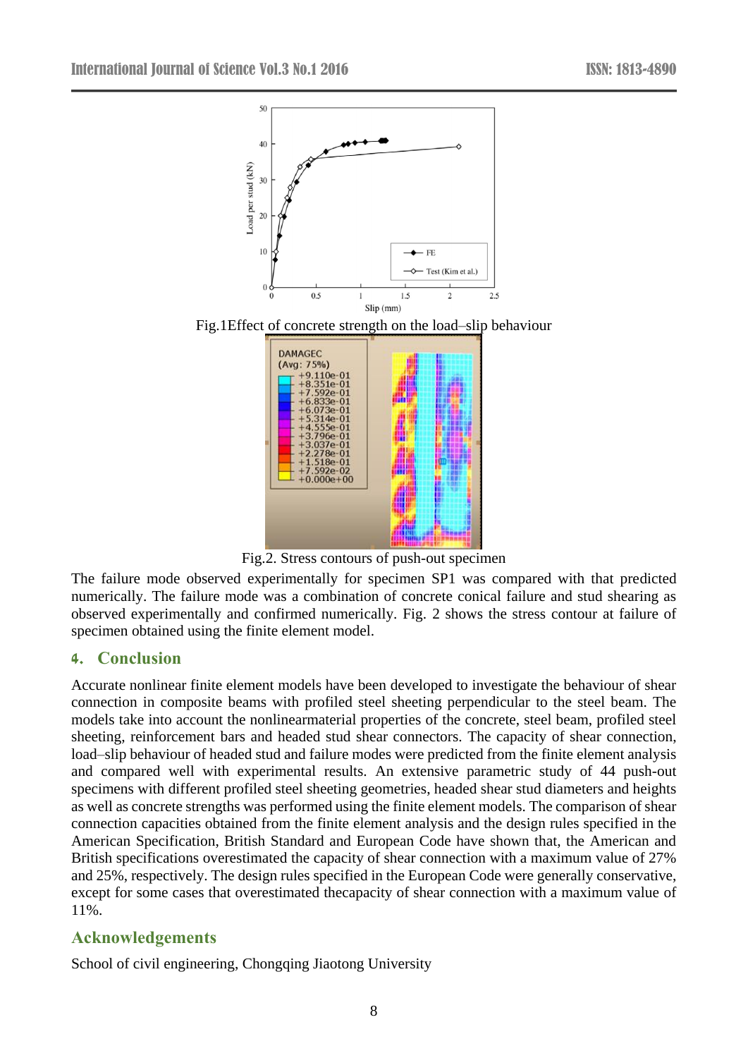Fig.1Effect of concrete strength on the load–slip behaviour

Fig.2. Stress contours of push-out specimen

The failure mode observed experimentally for specimen SP1 was compared with that predicted numerically. The failure mode was a combination of concrete conical failure and stud shearing as observed experimentally and confirmed numerically. Fig. 2 shows the stress contour at failure of specimen obtained using the finite element model.

## 4. Conclusion

Accurate nonlinear finite element models have been developed to investigate the behaviour of shear connection in composite beams with profiled steel sheeting perpendicular to the steel beam. The models take into account the nonlinearmaterial properties of the concrete, steel beam, profiled steel sheeting, reinforcement bars and headed stud shear connectors. The capacity of shear connection, load–slip behaviour of headed stud and failure modes were predicted from the finite element analysis and compared well with experimental results. An extensive parametric study of 44 push-out specimens with different profiled steel sheeting geometries, headed shear stud diameters and heights as well as concrete strengths was performed using the finite element models. The comparison of shear connection capacities obtained from the finite element analysis and the design rules specified in the American Specification, British Standard and European Code have shown that, the American and British specifications overestimated the capacity of shear connection with a maximum value of 27% and 25%, respectively. The design rules specified in the European Code were generally conservative, except for some cases that overestimated thecapacity of shear connection with a maximum value of 11%.

## Acknowledgements

School of civil engineering, Chongqing Jiaotong University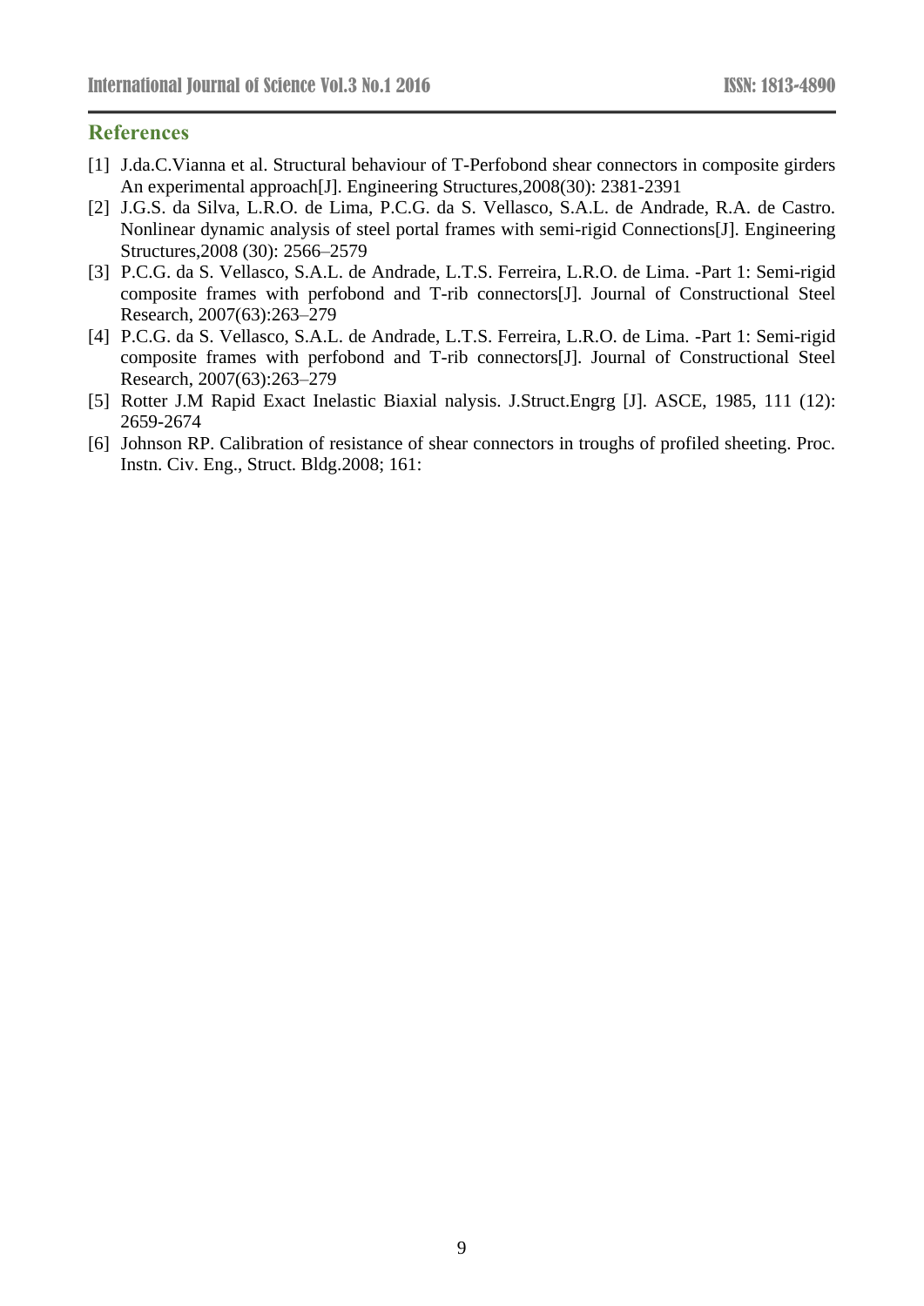## References

[1] J.da.C.Vianna et al. Structural behaviour of T-Perfobond shear connectors in composite girders An experimental approach[J]. Engineering Structures,2008(30): 2381-2391

[2] J.G.S. da Silva, L.R.O. de Lima, P.C.G. da S. Vellasco, S.A.L. de Andrade, R.A. de Castro. Nonlinear dynamic analysis of steel portal frames with semi-rigid Connections[J]. Engineering Structures,2008 (30): 2566–2579

[3] P.C.G. da S. Vellasco, S.A.L. de Andrade, L.T.S. Ferreira, L.R.O. de Lima. -Part 1: Semi-rigid composite frames with perfobond and T-rib connectors[J]. Journal of Constructional Steel Research, 2007(63):263–279

[4] P.C.G. da S. Vellasco, S.A.L. de Andrade, L.T.S. Ferreira, L.R.O. de Lima. -Part 1: Semi-rigid composite frames with perfobond and T-rib connectors[J]. Journal of Constructional Steel Research, 2007(63):263–279

[5] Rotter J.M Rapid Exact Inelastic Biaxial nalysis. J.Struct.Engrg [J]. ASCE, 1985, 111 (12): 2659-2674

[6] Johnson RP. Calibration of resistance of shear connectors in troughs of profiled sheeting. Proc. Instn. Civ. Eng., Struct. Bldg.2008; 161: